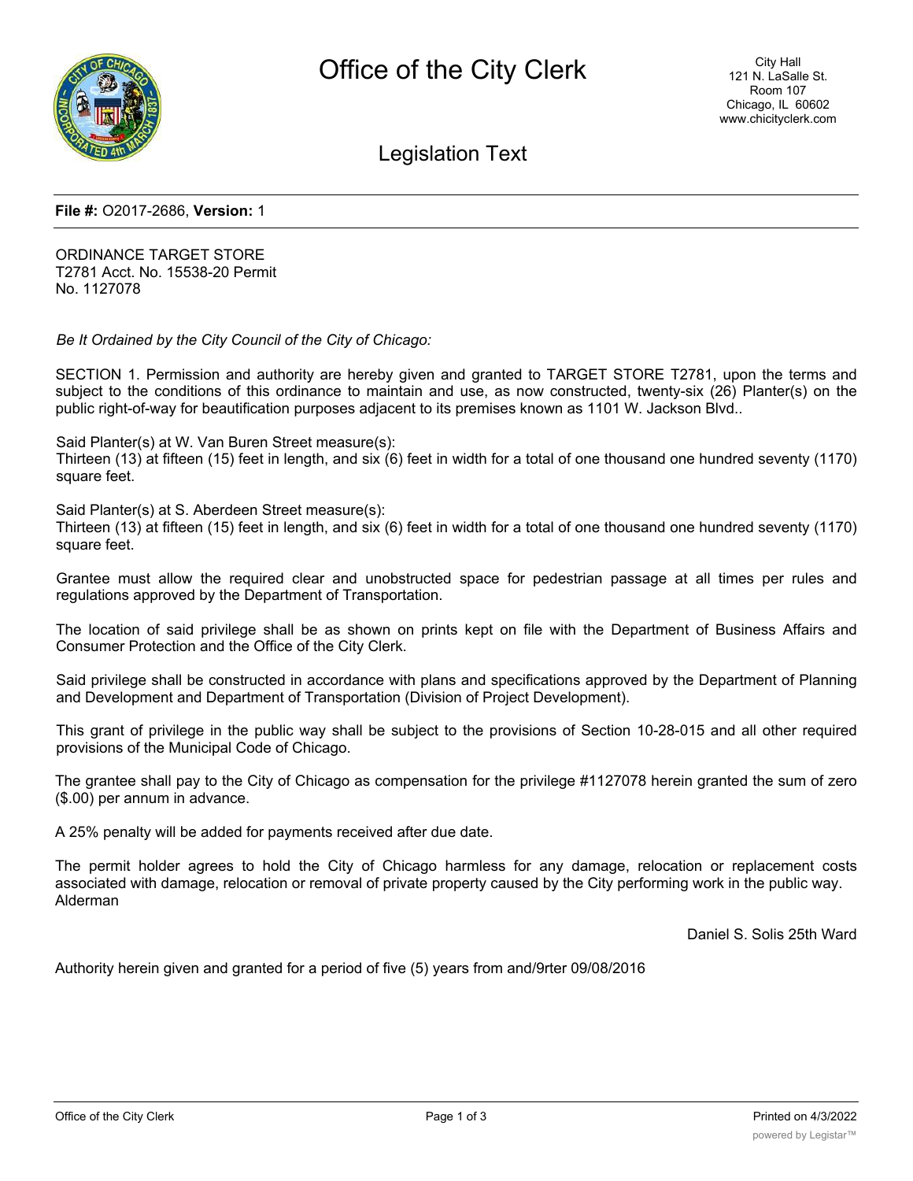# Office of the City Clerk

City Hall
121 N. LaSalle St.
Room 107
Chicago, IL 60602
www.chicityclerk.com

## Legislation Text

**File #:** O2017-2686, **Version:** 1

ORDINANCE TARGET STORE
T2781 Acct. No. 15538-20 Permit
No. 1127078

*Be It Ordained by the City Council of the City of Chicago:*

SECTION 1. Permission and authority are hereby given and granted to TARGET STORE T2781, upon the terms and subject to the conditions of this ordinance to maintain and use, as now constructed, twenty-six (26) Planter(s) on the public right-of-way for beautification purposes adjacent to its premises known as 1101 W. Jackson Blvd..

Said Planter(s) at W. Van Buren Street measure(s):
Thirteen (13) at fifteen (15) feet in length, and six (6) feet in width for a total of one thousand one hundred seventy (1170) square feet.

Said Planter(s) at S. Aberdeen Street measure(s):
Thirteen (13) at fifteen (15) feet in length, and six (6) feet in width for a total of one thousand one hundred seventy (1170) square feet.

Grantee must allow the required clear and unobstructed space for pedestrian passage at all times per rules and regulations approved by the Department of Transportation.

The location of said privilege shall be as shown on prints kept on file with the Department of Business Affairs and Consumer Protection and the Office of the City Clerk.

Said privilege shall be constructed in accordance with plans and specifications approved by the Department of Planning and Development and Department of Transportation (Division of Project Development).

This grant of privilege in the public way shall be subject to the provisions of Section 10-28-015 and all other required provisions of the Municipal Code of Chicago.

The grantee shall pay to the City of Chicago as compensation for the privilege #1127078 herein granted the sum of zero ($.00) per annum in advance.

A 25% penalty will be added for payments received after due date.

The permit holder agrees to hold the City of Chicago harmless for any damage, relocation or replacement costs associated with damage, relocation or removal of private property caused by the City performing work in the public way.
Alderman

Daniel S. Solis 25th Ward

Authority herein given and granted for a period of five (5) years from and/9rter 09/08/2016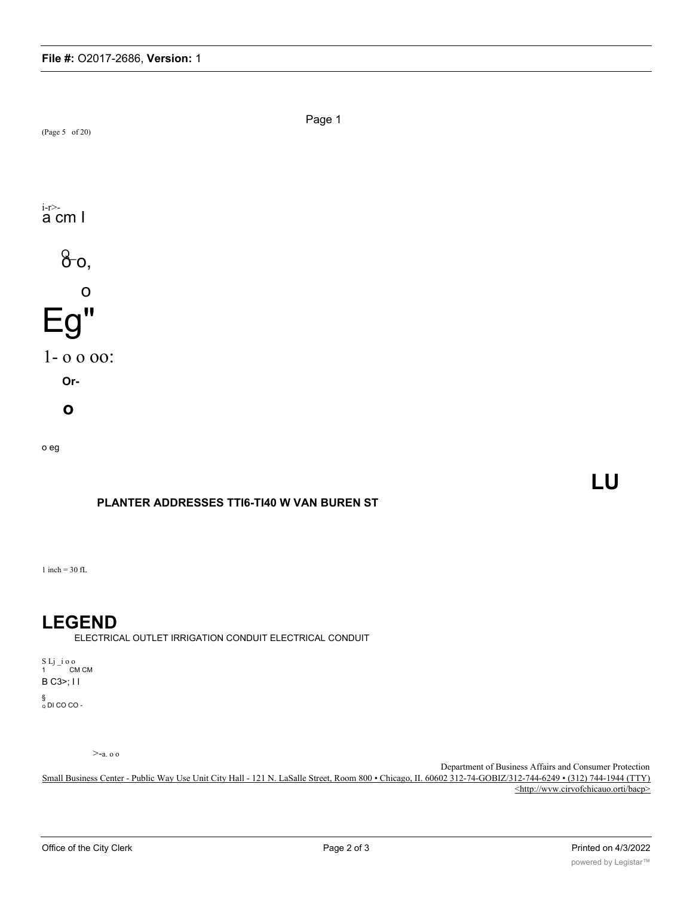Page 1

(Page 5 of 20)

i-r>-
a cm I

8-o,

o

Eg"

1- o o oo:

**Or-**

**o**

o eg

**LU**

**PLANTER ADDRESSES TTI6-TI40 W VAN BUREN ST**

1 inch = 30 fL

# LEGEND

ELECTRICAL OUTLET IRRIGATION CONDUIT ELECTRICAL CONDUIT

S Lj _i o o
1 CM CM
B C3>; I I
§
o DI CO CO -

>-a. o o

Department of Business Affairs and Consumer Protection
Small Business Center - Public Way Use Unit City Hall - 121 N. LaSalle Street, Room 800 • Chicago, II. 60602 312-74-GOBIZ/312-744-6249 • (312) 744-1944 (TTY) <http://wvw.cirvofchicauo.orti/bacp>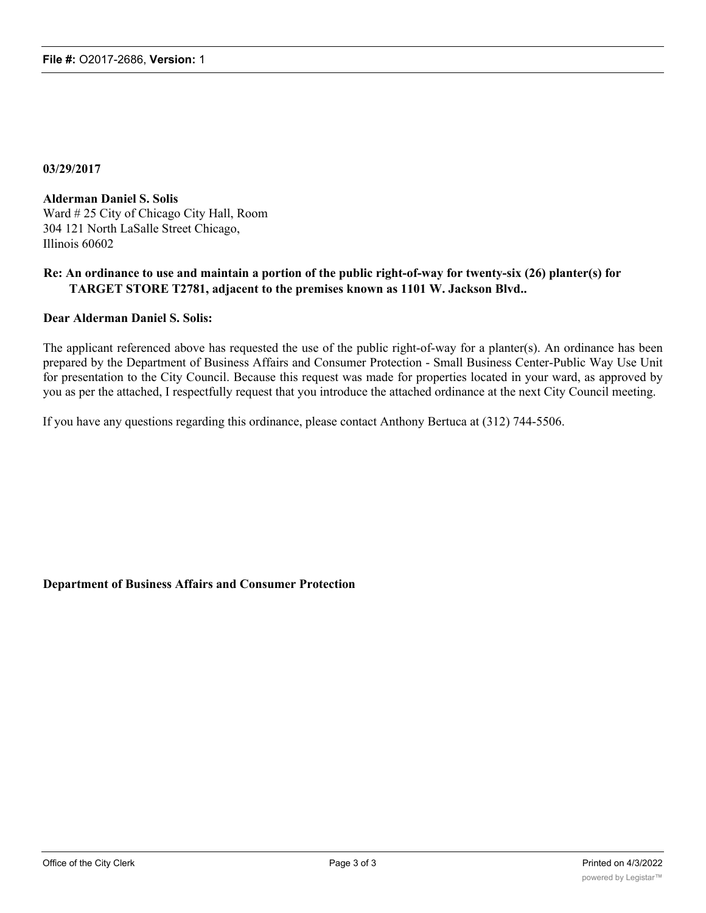**03/29/2017**

**Alderman Daniel S. Solis**
Ward # 25 City of Chicago City Hall, Room
304 121 North LaSalle Street Chicago,
Illinois 60602

**Re: An ordinance to use and maintain a portion of the public right-of-way for twenty-six (26) planter(s) for TARGET STORE T2781, adjacent to the premises known as 1101 W. Jackson Blvd..**

**Dear Alderman Daniel S. Solis:**

The applicant referenced above has requested the use of the public right-of-way for a planter(s). An ordinance has been prepared by the Department of Business Affairs and Consumer Protection - Small Business Center-Public Way Use Unit for presentation to the City Council. Because this request was made for properties located in your ward, as approved by you as per the attached, I respectfully request that you introduce the attached ordinance at the next City Council meeting.

If you have any questions regarding this ordinance, please contact Anthony Bertuca at (312) 744-5506.

**Department of Business Affairs and Consumer Protection**